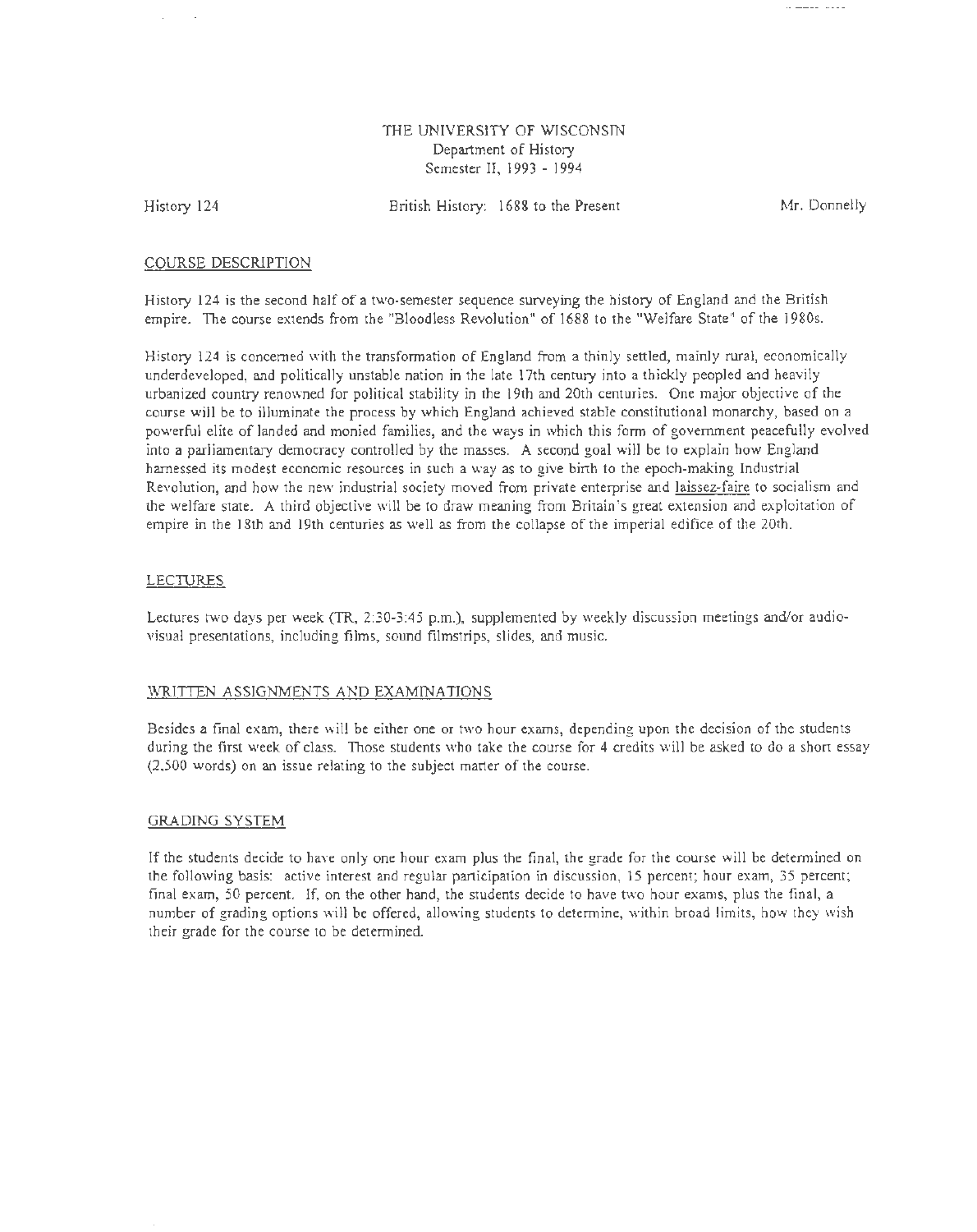THE UNIVERSITY OF WISCONSIN
Department of History
Semester II, 1993 - 1994

History 124 | British History: 1688 to the Present | Mr. Donnelly

## COURSE DESCRIPTION

History 124 is the second half of a two-semester sequence surveying the history of England and the British empire. The course extends from the "Bloodless Revolution" of 1688 to the "Welfare State" of the 1980s.

History 124 is concerned with the transformation of England from a thinly settled, mainly rural, economically underdeveloped, and politically unstable nation in the late 17th century into a thickly peopled and heavily urbanized country renowned for political stability in the 19th and 20th centuries. One major objective of the course will be to illuminate the process by which England achieved stable constitutional monarchy, based on a powerful elite of landed and monied families, and the ways in which this form of government peacefully evolved into a parliamentary democracy controlled by the masses. A second goal will be to explain how England harnessed its modest economic resources in such a way as to give birth to the epoch-making Industrial Revolution, and how the new industrial society moved from private enterprise and laissez-faire to socialism and the welfare state. A third objective will be to draw meaning from Britain's great extension and exploitation of empire in the 18th and 19th centuries as well as from the collapse of the imperial edifice of the 20th.

## LECTURES

Lectures two days per week (TR, 2:30-3:45 p.m.), supplemented by weekly discussion meetings and/or audio-visual presentations, including films, sound filmstrips, slides, and music.

## WRITTEN ASSIGNMENTS AND EXAMINATIONS

Besides a final exam, there will be either one or two hour exams, depending upon the decision of the students during the first week of class. Those students who take the course for 4 credits will be asked to do a short essay (2,500 words) on an issue relating to the subject matter of the course.

## GRADING SYSTEM

If the students decide to have only one hour exam plus the final, the grade for the course will be determined on the following basis: active interest and regular participation in discussion, 15 percent; hour exam, 35 percent; final exam, 50 percent. If, on the other hand, the students decide to have two hour exams, plus the final, a number of grading options will be offered, allowing students to determine, within broad limits, how they wish their grade for the course to be determined.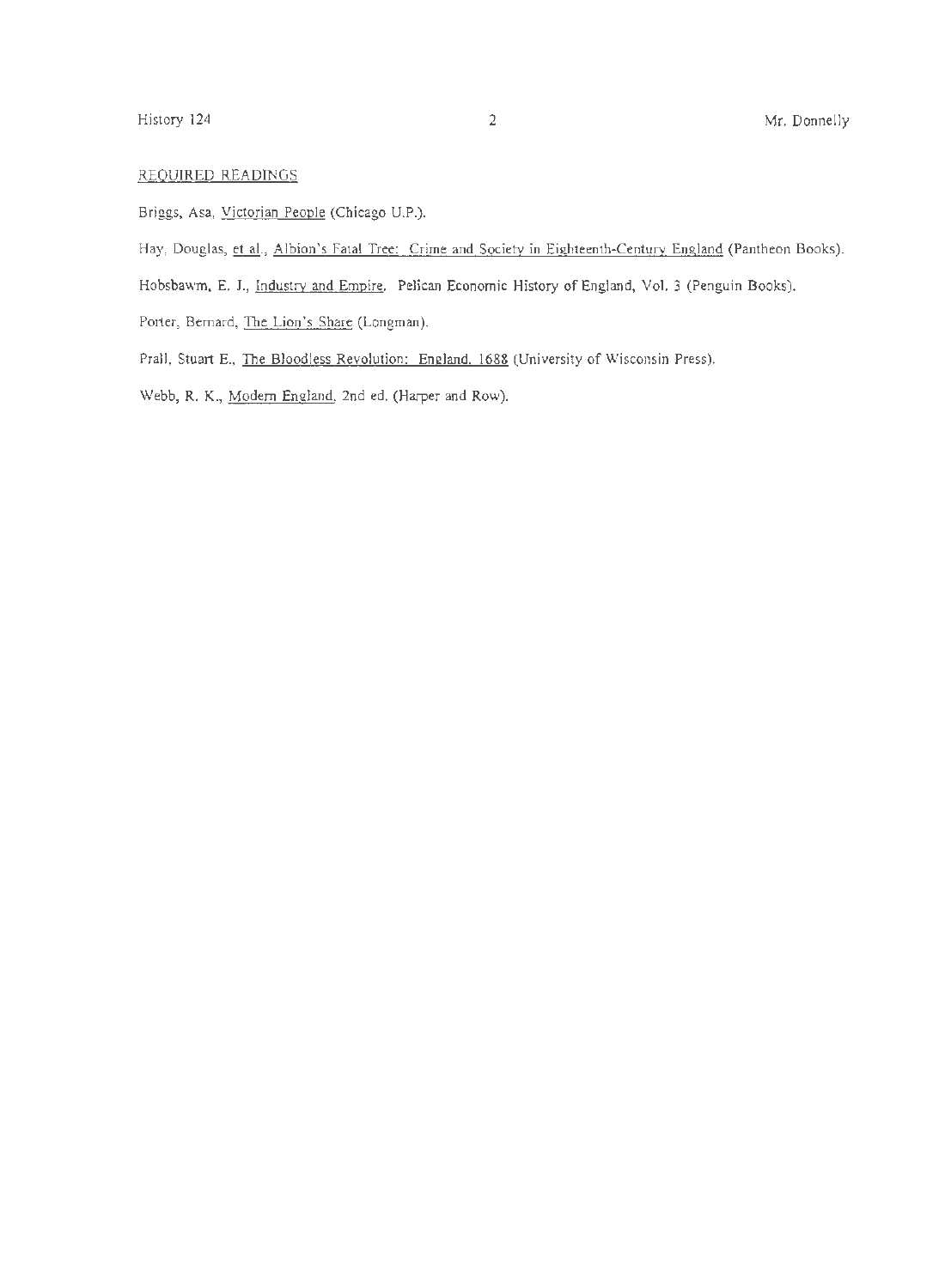REQUIRED READINGS

Briggs, Asa, Victorian People (Chicago U.P.).

Hay, Douglas, et al., Albion's Fatal Tree: Crime and Society in Eighteenth-Century England (Pantheon Books).

Hobsbawm, E. J., Industry and Empire. Pelican Economic History of England, Vol. 3 (Penguin Books).

Porter, Bernard, The Lion's Share (Longman).

Prall, Stuart E., The Bloodless Revolution: England, 1688 (University of Wisconsin Press).

Webb, R. K., Modern England, 2nd ed. (Harper and Row).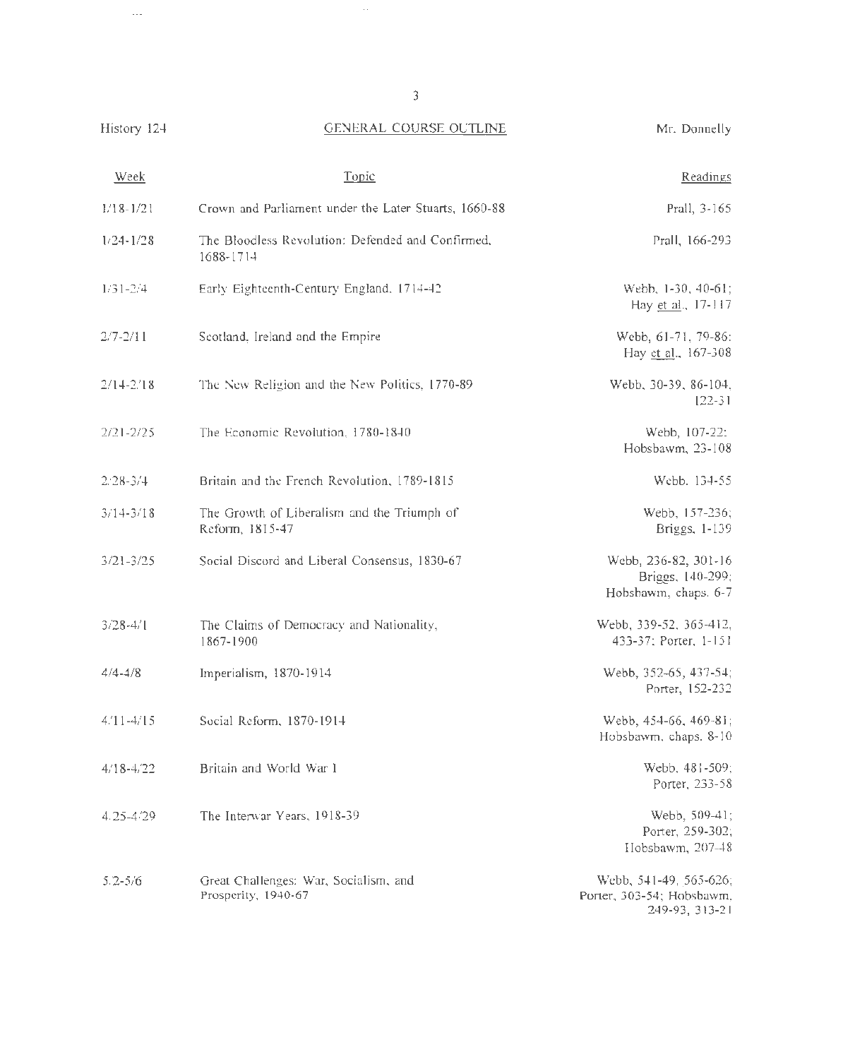History 124 — **GENERAL COURSE OUTLINE** — Mr. Donnelly

| Week | Topic | Readings |
|---|---|---|
| 1/18-1/21 | Crown and Parliament under the Later Stuarts, 1660-88 | Prall, 3-165 |
| 1/24-1/28 | The Bloodless Revolution: Defended and Confirmed, 1688-1714 | Prall, 166-293 |
| 1/31-2/4 | Early Eighteenth-Century England, 1714-42 | Webb, 1-30, 40-61; Hay *et al.*, 17-117 |
| 2/7-2/11 | Scotland, Ireland and the Empire | Webb, 61-71, 79-86: Hay *et al.*, 167-308 |
| 2/14-2/18 | The New Religion and the New Politics, 1770-89 | Webb, 30-39, 86-104, 122-31 |
| 2/21-2/25 | The Economic Revolution, 1780-1840 | Webb, 107-22: Hobsbawm, 23-108 |
| 2/28-3/4 | Britain and the French Revolution, 1789-1815 | Webb. 134-55 |
| 3/14-3/18 | The Growth of Liberalism and the Triumph of Reform, 1815-47 | Webb, 157-236; Briggs, 1-139 |
| 3/21-3/25 | Social Discord and Liberal Consensus, 1830-67 | Webb, 236-82, 301-16 Briggs, 140-299; Hobsbawm, chaps. 6-7 |
| 3/28-4/1 | The Claims of Democracy and Nationality, 1867-1900 | Webb, 339-52, 365-412, 433-37; Porter, 1-151 |
| 4/4-4/8 | Imperialism, 1870-1914 | Webb, 352-65, 437-54; Porter, 152-232 |
| 4/11-4/15 | Social Reform, 1870-1914 | Webb, 454-66, 469-81; Hobsbawm, chaps. 8-10 |
| 4/18-4/22 | Britain and World War I | Webb, 481-509; Porter, 233-58 |
| 4.25-4/29 | The Interwar Years, 1918-39 | Webb, 509-41; Porter, 259-302; Hobsbawm, 207-48 |
| 5/2-5/6 | Great Challenges: War, Socialism, and Prosperity, 1940-67 | Webb, 541-49, 565-626; Porter, 303-54; Hobsbawm, 249-93, 313-21 |